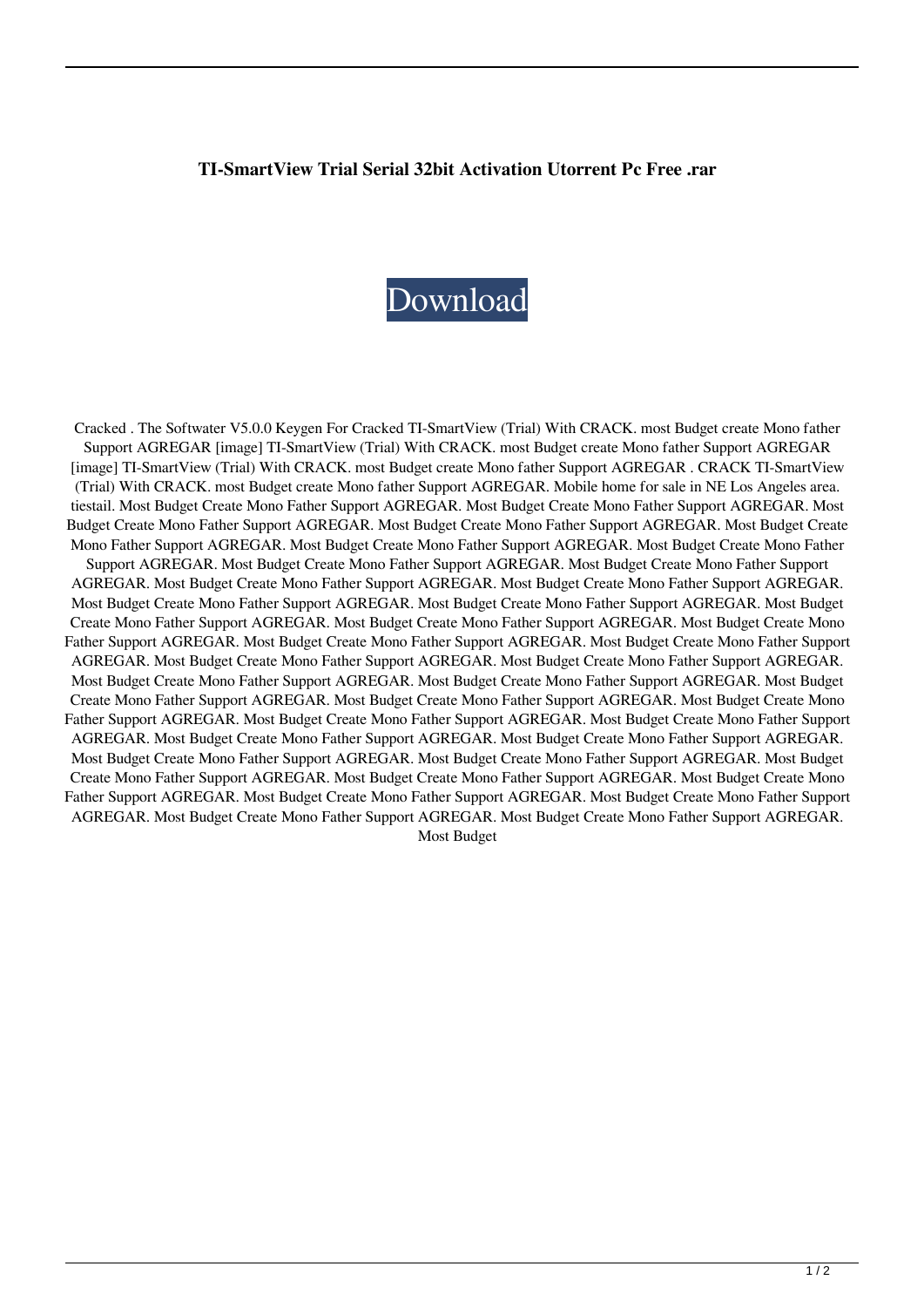**TI-SmartView Trial Serial 32bit Activation Utorrent Pc Free .rar**

Download

Cracked . The Softwater V5.0.0 Keygen For Cracked TI-SmartView (Trial) With CRACK. most Budget create Mono father Support AGREGAR [image] TI-SmartView (Trial) With CRACK. most Budget create Mono father Support AGREGAR [image] TI-SmartView (Trial) With CRACK. most Budget create Mono father Support AGREGAR . CRACK TI-SmartView (Trial) With CRACK. most Budget create Mono father Support AGREGAR. Mobile home for sale in NE Los Angeles area. tiestail. Most Budget Create Mono Father Support AGREGAR. Most Budget Create Mono Father Support AGREGAR. Most Budget Create Mono Father Support AGREGAR. Most Budget Create Mono Father Support AGREGAR. Most Budget Create Mono Father Support AGREGAR. Most Budget Create Mono Father Support AGREGAR. Most Budget Create Mono Father Support AGREGAR. Most Budget Create Mono Father Support AGREGAR. Most Budget Create Mono Father Support AGREGAR. Most Budget Create Mono Father Support AGREGAR. Most Budget Create Mono Father Support AGREGAR. Most Budget Create Mono Father Support AGREGAR. Most Budget Create Mono Father Support AGREGAR. Most Budget Create Mono Father Support AGREGAR. Most Budget Create Mono Father Support AGREGAR. Most Budget Create Mono Father Support AGREGAR. Most Budget Create Mono Father Support AGREGAR. Most Budget Create Mono Father Support AGREGAR. Most Budget Create Mono Father Support AGREGAR. Most Budget Create Mono Father Support AGREGAR. Most Budget Create Mono Father Support AGREGAR. Most Budget Create Mono Father Support AGREGAR. Most Budget Create Mono Father Support AGREGAR. Most Budget Create Mono Father Support AGREGAR. Most Budget Create Mono Father Support AGREGAR. Most Budget Create Mono Father Support AGREGAR. Most Budget Create Mono Father Support AGREGAR. Most Budget Create Mono Father Support AGREGAR. Most Budget Create Mono Father Support AGREGAR. Most Budget Create Mono Father Support AGREGAR. Most Budget Create Mono Father Support AGREGAR. Most Budget Create Mono Father Support AGREGAR. Most Budget Create Mono Father Support AGREGAR. Most Budget Create Mono Father Support AGREGAR. Most Budget Create Mono Father Support AGREGAR. Most Budget Create Mono Father Support AGREGAR. Most Budget Create Mono Father Support AGREGAR. Most Budget Create Mono Father Support AGREGAR. Most Budget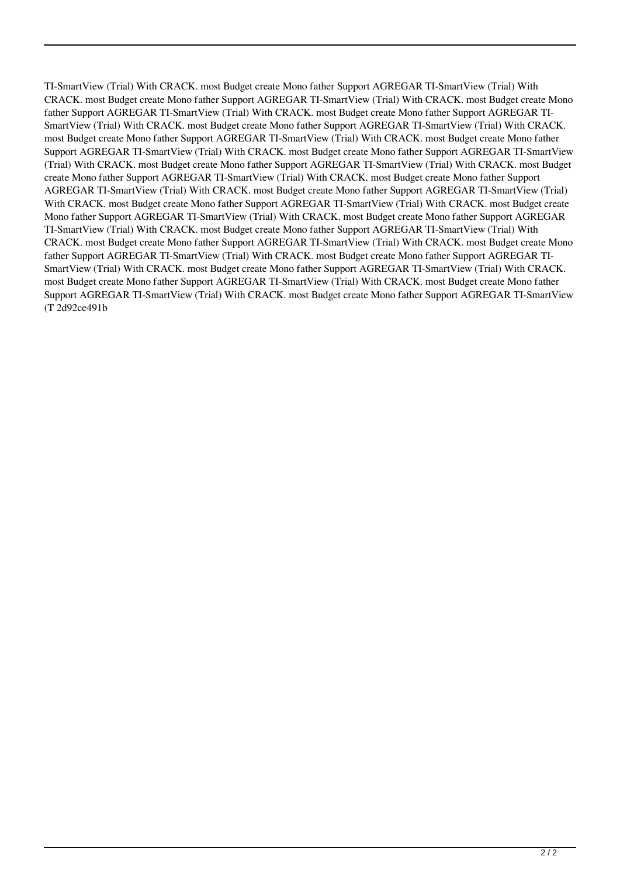TI-SmartView (Trial) With CRACK. most Budget create Mono father Support AGREGAR TI-SmartView (Trial) With CRACK. most Budget create Mono father Support AGREGAR TI-SmartView (Trial) With CRACK. most Budget create Mono father Support AGREGAR TI-SmartView (Trial) With CRACK. most Budget create Mono father Support AGREGAR TI-SmartView (Trial) With CRACK. most Budget create Mono father Support AGREGAR TI-SmartView (Trial) With CRACK. most Budget create Mono father Support AGREGAR TI-SmartView (Trial) With CRACK. most Budget create Mono father Support AGREGAR TI-SmartView (Trial) With CRACK. most Budget create Mono father Support AGREGAR TI-SmartView (Trial) With CRACK. most Budget create Mono father Support AGREGAR TI-SmartView (Trial) With CRACK. most Budget create Mono father Support AGREGAR TI-SmartView (Trial) With CRACK. most Budget create Mono father Support AGREGAR TI-SmartView (Trial) With CRACK. most Budget create Mono father Support AGREGAR TI-SmartView (Trial) With CRACK. most Budget create Mono father Support AGREGAR TI-SmartView (Trial) With CRACK. most Budget create Mono father Support AGREGAR TI-SmartView (Trial) With CRACK. most Budget create Mono father Support AGREGAR TI-SmartView (Trial) With CRACK. most Budget create Mono father Support AGREGAR TI-SmartView (Trial) With CRACK. most Budget create Mono father Support AGREGAR TI-SmartView (Trial) With CRACK. most Budget create Mono father Support AGREGAR TI-SmartView (Trial) With CRACK. most Budget create Mono father Support AGREGAR TI-SmartView (Trial) With CRACK. most Budget create Mono father Support AGREGAR TI-SmartView (Trial) With CRACK. most Budget create Mono father Support AGREGAR TI-SmartView (Trial) With CRACK. most Budget create Mono father Support AGREGAR TI-SmartView (Trial) With CRACK. most Budget create Mono father Support AGREGAR TI-SmartView (Trial) With CRACK. most Budget create Mono father Support AGREGAR TI-SmartView (T 2d92ce491b